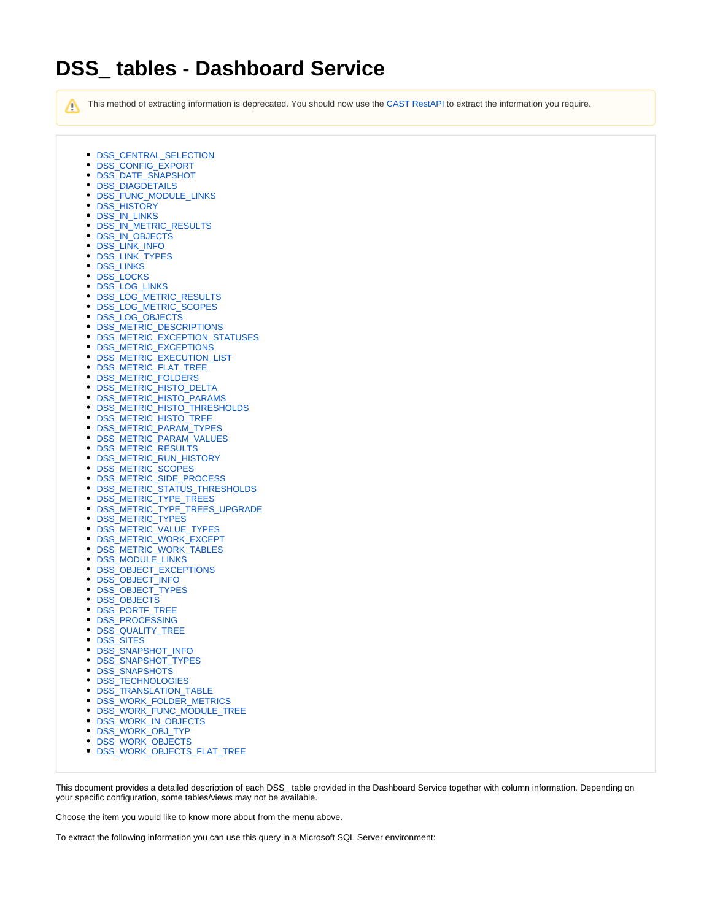# DSS_ tables - Dashboard Service

> ⚠ This method of extracting information is deprecated. You should now use the CAST RestAPI to extract the information you require.

- DSS_CENTRAL_SELECTION
- DSS_CONFIG_EXPORT
- DSS_DATE_SNAPSHOT
- DSS_DIAGDETAILS
- DSS_FUNC_MODULE_LINKS
- DSS_HISTORY
- DSS_IN_LINKS
- DSS_IN_METRIC_RESULTS
- DSS_IN_OBJECTS
- DSS_LINK_INFO
- DSS_LINK_TYPES
- DSS_LINKS
- DSS_LOCKS
- DSS_LOG_LINKS
- DSS_LOG_METRIC_RESULTS
- DSS_LOG_METRIC_SCOPES
- DSS_LOG_OBJECTS
- DSS_METRIC_DESCRIPTIONS
- DSS_METRIC_EXCEPTION_STATUSES
- DSS_METRIC_EXCEPTIONS
- DSS_METRIC_EXECUTION_LIST
- DSS_METRIC_FLAT_TREE
- DSS_METRIC_FOLDERS
- DSS_METRIC_HISTO_DELTA
- DSS_METRIC_HISTO_PARAMS
- DSS_METRIC_HISTO_THRESHOLDS
- DSS_METRIC_HISTO_TREE
- DSS_METRIC_PARAM_TYPES
- DSS_METRIC_PARAM_VALUES
- DSS_METRIC_RESULTS
- DSS_METRIC_RUN_HISTORY
- DSS_METRIC_SCOPES
- DSS_METRIC_SIDE_PROCESS
- DSS_METRIC_STATUS_THRESHOLDS
- DSS_METRIC_TYPE_TREES
- DSS_METRIC_TYPE_TREES_UPGRADE
- DSS_METRIC_TYPES
- DSS_METRIC_VALUE_TYPES
- DSS_METRIC_WORK_EXCEPT
- DSS_METRIC_WORK_TABLES
- DSS_MODULE_LINKS
- DSS_OBJECT_EXCEPTIONS
- DSS_OBJECT_INFO
- DSS_OBJECT_TYPES
- DSS_OBJECTS
- DSS_PORTF_TREE
- DSS_PROCESSING
- DSS_QUALITY_TREE
- DSS_SITES
- DSS_SNAPSHOT_INFO
- DSS_SNAPSHOT_TYPES
- DSS_SNAPSHOTS
- DSS_TECHNOLOGIES
- DSS_TRANSLATION_TABLE
- DSS_WORK_FOLDER_METRICS
- DSS_WORK_FUNC_MODULE_TREE
- DSS_WORK_IN_OBJECTS
- DSS_WORK_OBJ_TYP
- DSS_WORK_OBJECTS
- DSS_WORK_OBJECTS_FLAT_TREE

This document provides a detailed description of each DSS_ table provided in the Dashboard Service together with column information. Depending on your specific configuration, some tables/views may not be available.

Choose the item you would like to know more about from the menu above.

To extract the following information you can use this query in a Microsoft SQL Server environment: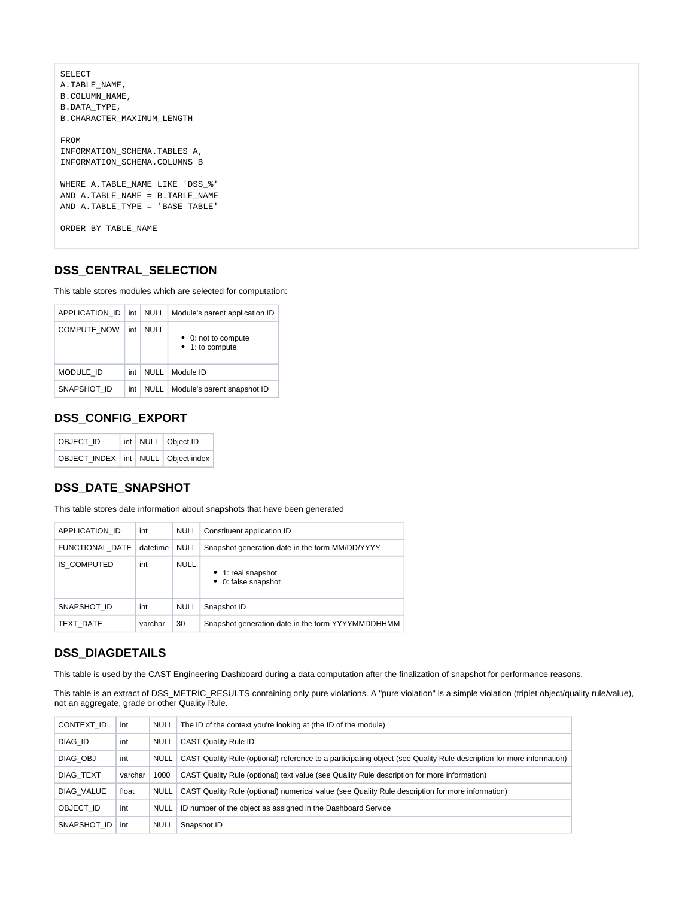```
SELECT
A.TABLE_NAME,
B.COLUMN_NAME,
B.DATA_TYPE,
B.CHARACTER_MAXIMUM_LENGTH

FROM
INFORMATION_SCHEMA.TABLES A,
INFORMATION_SCHEMA.COLUMNS B

WHERE A.TABLE_NAME LIKE 'DSS_%'
AND A.TABLE_NAME = B.TABLE_NAME
AND A.TABLE_TYPE = 'BASE TABLE'

ORDER BY TABLE_NAME
```

### DSS_CENTRAL_SELECTION

This table stores modules which are selected for computation:

| | | | |
|---|---|---|---|
| APPLICATION_ID | int | NULL | Module's parent application ID |
| COMPUTE_NOW | int | NULL | • 0: not to compute<br>• 1: to compute |
| MODULE_ID | int | NULL | Module ID |
| SNAPSHOT_ID | int | NULL | Module's parent snapshot ID |

### DSS_CONFIG_EXPORT

| | | | |
|---|---|---|---|
| OBJECT_ID | int | NULL | Object ID |
| OBJECT_INDEX | int | NULL | Object index |

### DSS_DATE_SNAPSHOT

This table stores date information about snapshots that have been generated

| | | | |
|---|---|---|---|
| APPLICATION_ID | int | NULL | Constituent application ID |
| FUNCTIONAL_DATE | datetime | NULL | Snapshot generation date in the form MM/DD/YYYY |
| IS_COMPUTED | int | NULL | • 1: real snapshot<br>• 0: false snapshot |
| SNAPSHOT_ID | int | NULL | Snapshot ID |
| TEXT_DATE | varchar | 30 | Snapshot generation date in the form YYYYMMDDHHMM |

### DSS_DIAGDETAILS

This table is used by the CAST Engineering Dashboard during a data computation after the finalization of snapshot for performance reasons.

This table is an extract of DSS_METRIC_RESULTS containing only pure violations. A "pure violation" is a simple violation (triplet object/quality rule/value), not an aggregate, grade or other Quality Rule.

| | | | |
|---|---|---|---|
| CONTEXT_ID | int | NULL | The ID of the context you're looking at (the ID of the module) |
| DIAG_ID | int | NULL | CAST Quality Rule ID |
| DIAG_OBJ | int | NULL | CAST Quality Rule (optional) reference to a participating object (see Quality Rule description for more information) |
| DIAG_TEXT | varchar | 1000 | CAST Quality Rule (optional) text value (see Quality Rule description for more information) |
| DIAG_VALUE | float | NULL | CAST Quality Rule (optional) numerical value (see Quality Rule description for more information) |
| OBJECT_ID | int | NULL | ID number of the object as assigned in the Dashboard Service |
| SNAPSHOT_ID | int | NULL | Snapshot ID |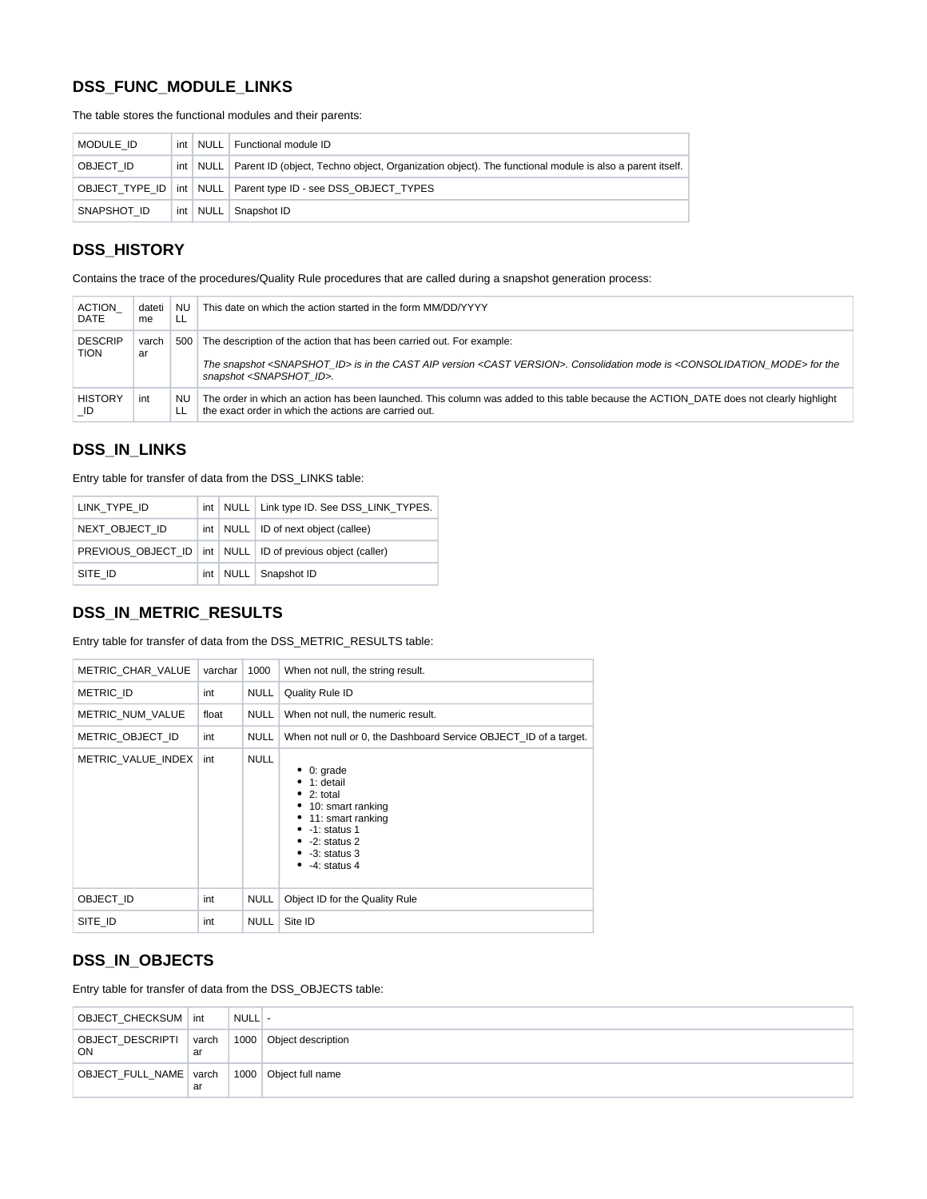## DSS_FUNC_MODULE_LINKS

The table stores the functional modules and their parents:

| | | | |
|---|---|---|---|
| MODULE_ID | int | NULL | Functional module ID |
| OBJECT_ID | int | NULL | Parent ID (object, Techno object, Organization object). The functional module is also a parent itself. |
| OBJECT_TYPE_ID | int | NULL | Parent type ID - see DSS_OBJECT_TYPES |
| SNAPSHOT_ID | int | NULL | Snapshot ID |

## DSS_HISTORY

Contains the trace of the procedures/Quality Rule procedures that are called during a snapshot generation process:

| | | | |
|---|---|---|---|
| ACTION_DATE | datetime | NULL | This date on which the action started in the form MM/DD/YYYY |
| DESCRIPTION | varchar | 500 | The description of the action that has been carried out. For example: *The snapshot <SNAPSHOT_ID> is in the CAST AIP version <CAST VERSION>. Consolidation mode is <CONSOLIDATION_MODE> for the snapshot <SNAPSHOT_ID>.* |
| HISTORY_ID | int | NULL | The order in which an action has been launched. This column was added to this table because the ACTION_DATE does not clearly highlight the exact order in which the actions are carried out. |

## DSS_IN_LINKS

Entry table for transfer of data from the DSS_LINKS table:

| | | | |
|---|---|---|---|
| LINK_TYPE_ID | int | NULL | Link type ID. See DSS_LINK_TYPES. |
| NEXT_OBJECT_ID | int | NULL | ID of next object (callee) |
| PREVIOUS_OBJECT_ID | int | NULL | ID of previous object (caller) |
| SITE_ID | int | NULL | Snapshot ID |

## DSS_IN_METRIC_RESULTS

Entry table for transfer of data from the DSS_METRIC_RESULTS table:

| | | | |
|---|---|---|---|
| METRIC_CHAR_VALUE | varchar | 1000 | When not null, the string result. |
| METRIC_ID | int | NULL | Quality Rule ID |
| METRIC_NUM_VALUE | float | NULL | When not null, the numeric result. |
| METRIC_OBJECT_ID | int | NULL | When not null or 0, the Dashboard Service OBJECT_ID of a target. |
| METRIC_VALUE_INDEX | int | NULL | • 0: grade<br>• 1: detail<br>• 2: total<br>• 10: smart ranking<br>• 11: smart ranking<br>• -1: status 1<br>• -2: status 2<br>• -3: status 3<br>• -4: status 4 |
| OBJECT_ID | int | NULL | Object ID for the Quality Rule |
| SITE_ID | int | NULL | Site ID |

## DSS_IN_OBJECTS

Entry table for transfer of data from the DSS_OBJECTS table:

| | | | |
|---|---|---|---|
| OBJECT_CHECKSUM | int | NULL | - |
| OBJECT_DESCRIPTION | varchar | 1000 | Object description |
| OBJECT_FULL_NAME | varchar | 1000 | Object full name |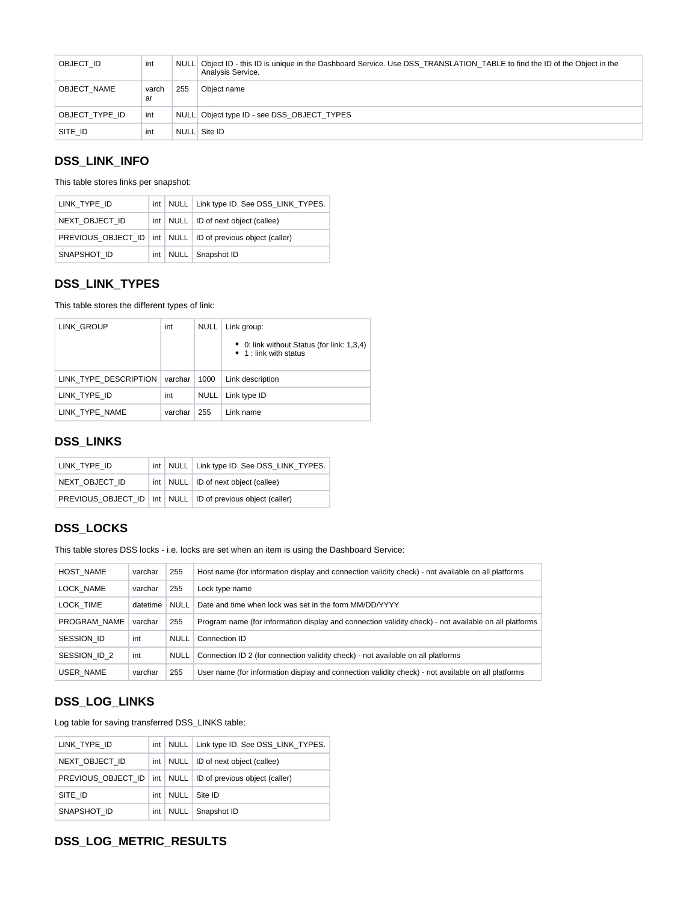| OBJECT_ID | int | NULL | Object ID - this ID is unique in the Dashboard Service. Use DSS_TRANSLATION_TABLE to find the ID of the Object in the Analysis Service. |
|---|---|---|---|
| OBJECT_NAME | varchar | 255 | Object name |
| OBJECT_TYPE_ID | int | NULL | Object type ID - see DSS_OBJECT_TYPES |
| SITE_ID | int | NULL | Site ID |

## DSS_LINK_INFO

This table stores links per snapshot:

| LINK_TYPE_ID | int | NULL | Link type ID. See DSS_LINK_TYPES. |
|---|---|---|---|
| NEXT_OBJECT_ID | int | NULL | ID of next object (callee) |
| PREVIOUS_OBJECT_ID | int | NULL | ID of previous object (caller) |
| SNAPSHOT_ID | int | NULL | Snapshot ID |

## DSS_LINK_TYPES

This table stores the different types of link:

| LINK_GROUP | int | NULL | Link group:<br>• 0: link without Status (for link: 1,3,4)<br>• 1 : link with status |
|---|---|---|---|
| LINK_TYPE_DESCRIPTION | varchar | 1000 | Link description |
| LINK_TYPE_ID | int | NULL | Link type ID |
| LINK_TYPE_NAME | varchar | 255 | Link name |

## DSS_LINKS

| LINK_TYPE_ID | int | NULL | Link type ID. See DSS_LINK_TYPES. |
|---|---|---|---|
| NEXT_OBJECT_ID | int | NULL | ID of next object (callee) |
| PREVIOUS_OBJECT_ID | int | NULL | ID of previous object (caller) |

## DSS_LOCKS

This table stores DSS locks - i.e. locks are set when an item is using the Dashboard Service:

| HOST_NAME | varchar | 255 | Host name (for information display and connection validity check) - not available on all platforms |
|---|---|---|---|
| LOCK_NAME | varchar | 255 | Lock type name |
| LOCK_TIME | datetime | NULL | Date and time when lock was set in the form MM/DD/YYYY |
| PROGRAM_NAME | varchar | 255 | Program name (for information display and connection validity check) - not available on all platforms |
| SESSION_ID | int | NULL | Connection ID |
| SESSION_ID_2 | int | NULL | Connection ID 2 (for connection validity check) - not available on all platforms |
| USER_NAME | varchar | 255 | User name (for information display and connection validity check) - not available on all platforms |

## DSS_LOG_LINKS

Log table for saving transferred DSS_LINKS table:

| LINK_TYPE_ID | int | NULL | Link type ID. See DSS_LINK_TYPES. |
|---|---|---|---|
| NEXT_OBJECT_ID | int | NULL | ID of next object (callee) |
| PREVIOUS_OBJECT_ID | int | NULL | ID of previous object (caller) |
| SITE_ID | int | NULL | Site ID |
| SNAPSHOT_ID | int | NULL | Snapshot ID |

## DSS_LOG_METRIC_RESULTS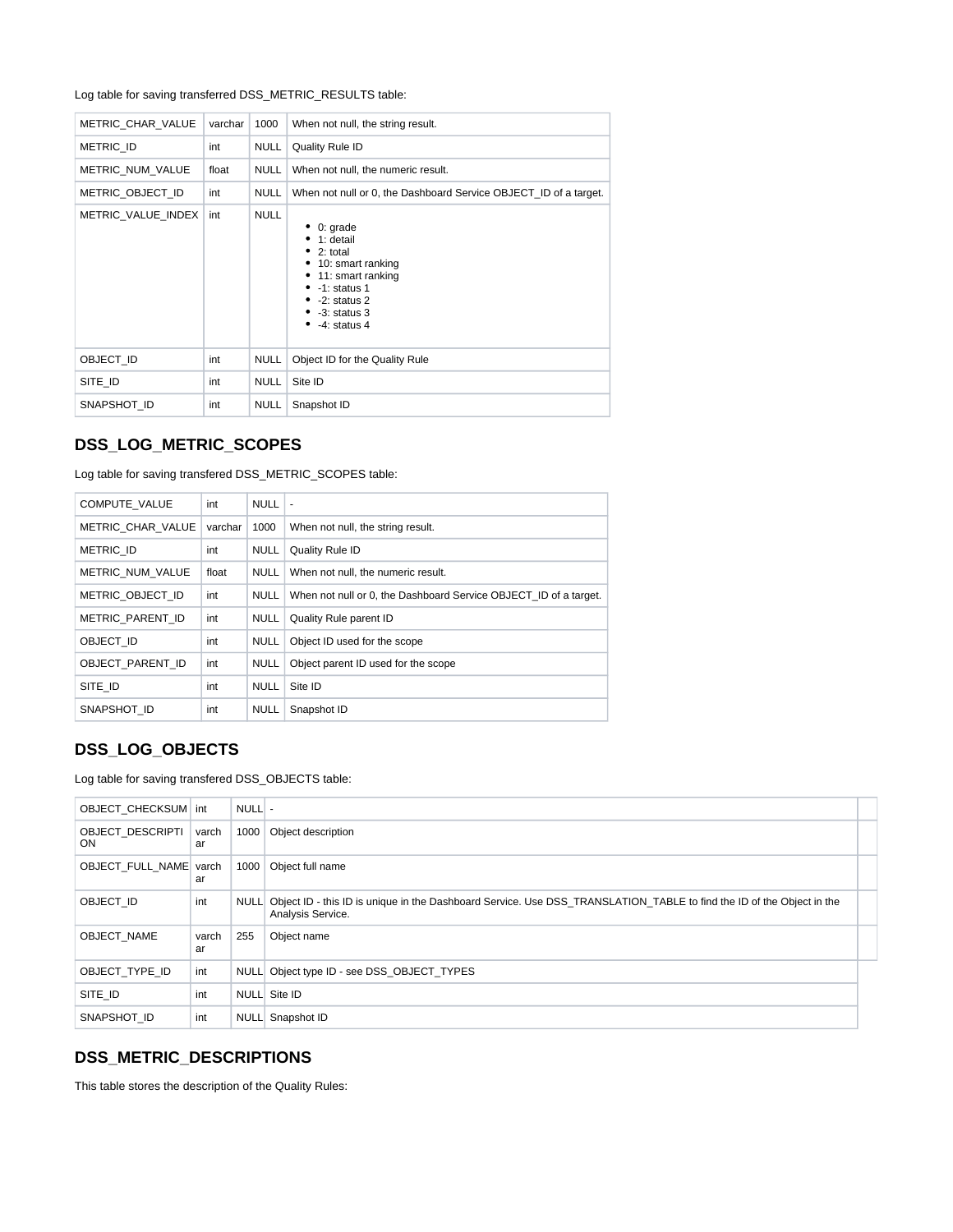Log table for saving transferred DSS_METRIC_RESULTS table:

| | | | |
|---|---|---|---|
| METRIC_CHAR_VALUE | varchar | 1000 | When not null, the string result. |
| METRIC_ID | int | NULL | Quality Rule ID |
| METRIC_NUM_VALUE | float | NULL | When not null, the numeric result. |
| METRIC_OBJECT_ID | int | NULL | When not null or 0, the Dashboard Service OBJECT_ID of a target. |
| METRIC_VALUE_INDEX | int | NULL | <ul><li>0: grade</li><li>1: detail</li><li>2: total</li><li>10: smart ranking</li><li>11: smart ranking</li><li>-1: status 1</li><li>-2: status 2</li><li>-3: status 3</li><li>-4: status 4</li></ul> |
| OBJECT_ID | int | NULL | Object ID for the Quality Rule |
| SITE_ID | int | NULL | Site ID |
| SNAPSHOT_ID | int | NULL | Snapshot ID |

## DSS_LOG_METRIC_SCOPES

Log table for saving transfered DSS_METRIC_SCOPES table:

| | | | |
|---|---|---|---|
| COMPUTE_VALUE | int | NULL | - |
| METRIC_CHAR_VALUE | varchar | 1000 | When not null, the string result. |
| METRIC_ID | int | NULL | Quality Rule ID |
| METRIC_NUM_VALUE | float | NULL | When not null, the numeric result. |
| METRIC_OBJECT_ID | int | NULL | When not null or 0, the Dashboard Service OBJECT_ID of a target. |
| METRIC_PARENT_ID | int | NULL | Quality Rule parent ID |
| OBJECT_ID | int | NULL | Object ID used for the scope |
| OBJECT_PARENT_ID | int | NULL | Object parent ID used for the scope |
| SITE_ID | int | NULL | Site ID |
| SNAPSHOT_ID | int | NULL | Snapshot ID |

## DSS_LOG_OBJECTS

Log table for saving transfered DSS_OBJECTS table:

| | | | |
|---|---|---|---|
| OBJECT_CHECKSUM | int | NULL | - |
| OBJECT_DESCRIPTION | varchar | 1000 | Object description |
| OBJECT_FULL_NAME | varchar | 1000 | Object full name |
| OBJECT_ID | int | NULL | Object ID - this ID is unique in the Dashboard Service. Use DSS_TRANSLATION_TABLE to find the ID of the Object in the Analysis Service. |
| OBJECT_NAME | varchar | 255 | Object name |
| OBJECT_TYPE_ID | int | NULL | Object type ID - see DSS_OBJECT_TYPES |
| SITE_ID | int | NULL | Site ID |
| SNAPSHOT_ID | int | NULL | Snapshot ID |

## DSS_METRIC_DESCRIPTIONS

This table stores the description of the Quality Rules: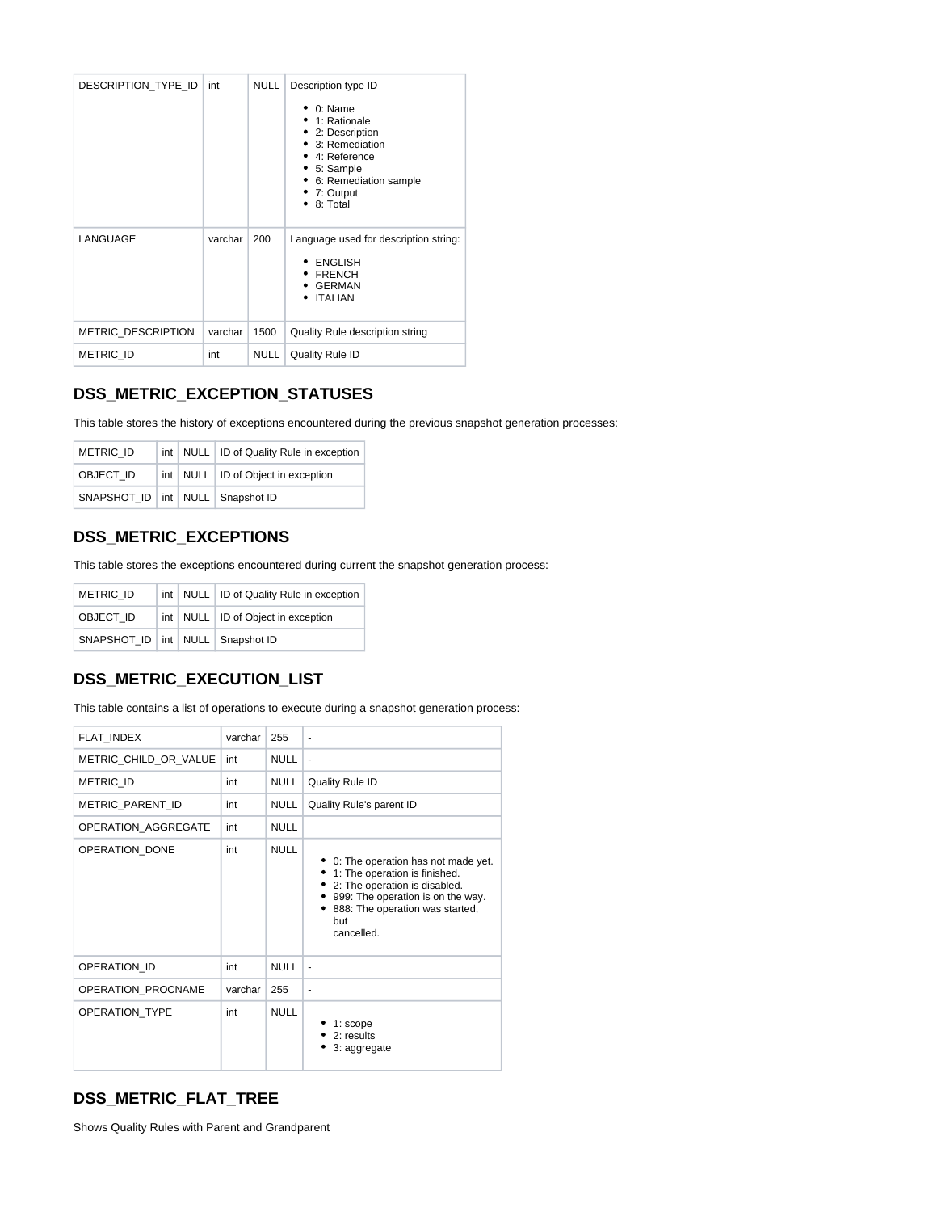| DESCRIPTION_TYPE_ID | int | NULL | Description type ID<br><br>• 0: Name<br>• 1: Rationale<br>• 2: Description<br>• 3: Remediation<br>• 4: Reference<br>• 5: Sample<br>• 6: Remediation sample<br>• 7: Output<br>• 8: Total |
|---|---|---|---|
| LANGUAGE | varchar | 200 | Language used for description string:<br><br>• ENGLISH<br>• FRENCH<br>• GERMAN<br>• ITALIAN |
| METRIC_DESCRIPTION | varchar | 1500 | Quality Rule description string |
| METRIC_ID | int | NULL | Quality Rule ID |

## DSS_METRIC_EXCEPTION_STATUSES

This table stores the history of exceptions encountered during the previous snapshot generation processes:

| METRIC_ID | int | NULL | ID of Quality Rule in exception |
|---|---|---|---|
| OBJECT_ID | int | NULL | ID of Object in exception |
| SNAPSHOT_ID | int | NULL | Snapshot ID |

## DSS_METRIC_EXCEPTIONS

This table stores the exceptions encountered during current the snapshot generation process:

| METRIC_ID | int | NULL | ID of Quality Rule in exception |
|---|---|---|---|
| OBJECT_ID | int | NULL | ID of Object in exception |
| SNAPSHOT_ID | int | NULL | Snapshot ID |

## DSS_METRIC_EXECUTION_LIST

This table contains a list of operations to execute during a snapshot generation process:

| FLAT_INDEX | varchar | 255 | - |
|---|---|---|---|
| METRIC_CHILD_OR_VALUE | int | NULL | - |
| METRIC_ID | int | NULL | Quality Rule ID |
| METRIC_PARENT_ID | int | NULL | Quality Rule's parent ID |
| OPERATION_AGGREGATE | int | NULL | |
| OPERATION_DONE | int | NULL | • 0: The operation has not made yet.<br>• 1: The operation is finished.<br>• 2: The operation is disabled.<br>• 999: The operation is on the way.<br>• 888: The operation was started, but cancelled. |
| OPERATION_ID | int | NULL | - |
| OPERATION_PROCNAME | varchar | 255 | - |
| OPERATION_TYPE | int | NULL | • 1: scope<br>• 2: results<br>• 3: aggregate |

## DSS_METRIC_FLAT_TREE

Shows Quality Rules with Parent and Grandparent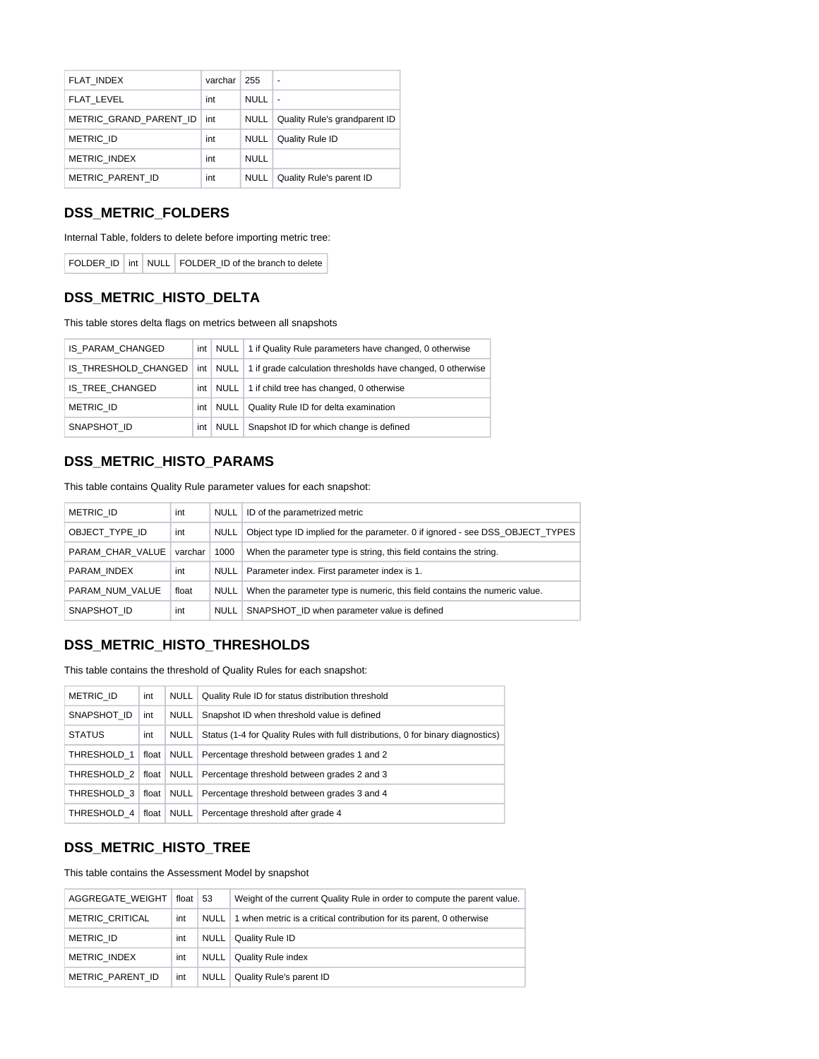| FLAT_INDEX | varchar | 255 | - |
|---|---|---|---|
| FLAT_LEVEL | int | NULL | - |
| METRIC_GRAND_PARENT_ID | int | NULL | Quality Rule's grandparent ID |
| METRIC_ID | int | NULL | Quality Rule ID |
| METRIC_INDEX | int | NULL | |
| METRIC_PARENT_ID | int | NULL | Quality Rule's parent ID |

## DSS_METRIC_FOLDERS

Internal Table, folders to delete before importing metric tree:

| FOLDER_ID | int | NULL | FOLDER_ID of the branch to delete |
|---|---|---|---|

## DSS_METRIC_HISTO_DELTA

This table stores delta flags on metrics between all snapshots

| IS_PARAM_CHANGED | int | NULL | 1 if Quality Rule parameters have changed, 0 otherwise |
|---|---|---|---|
| IS_THRESHOLD_CHANGED | int | NULL | 1 if grade calculation thresholds have changed, 0 otherwise |
| IS_TREE_CHANGED | int | NULL | 1 if child tree has changed, 0 otherwise |
| METRIC_ID | int | NULL | Quality Rule ID for delta examination |
| SNAPSHOT_ID | int | NULL | Snapshot ID for which change is defined |

## DSS_METRIC_HISTO_PARAMS

This table contains Quality Rule parameter values for each snapshot:

| METRIC_ID | int | NULL | ID of the parametrized metric |
|---|---|---|---|
| OBJECT_TYPE_ID | int | NULL | Object type ID implied for the parameter. 0 if ignored - see DSS_OBJECT_TYPES |
| PARAM_CHAR_VALUE | varchar | 1000 | When the parameter type is string, this field contains the string. |
| PARAM_INDEX | int | NULL | Parameter index. First parameter index is 1. |
| PARAM_NUM_VALUE | float | NULL | When the parameter type is numeric, this field contains the numeric value. |
| SNAPSHOT_ID | int | NULL | SNAPSHOT_ID when parameter value is defined |

## DSS_METRIC_HISTO_THRESHOLDS

This table contains the threshold of Quality Rules for each snapshot:

| METRIC_ID | int | NULL | Quality Rule ID for status distribution threshold |
|---|---|---|---|
| SNAPSHOT_ID | int | NULL | Snapshot ID when threshold value is defined |
| STATUS | int | NULL | Status (1-4 for Quality Rules with full distributions, 0 for binary diagnostics) |
| THRESHOLD_1 | float | NULL | Percentage threshold between grades 1 and 2 |
| THRESHOLD_2 | float | NULL | Percentage threshold between grades 2 and 3 |
| THRESHOLD_3 | float | NULL | Percentage threshold between grades 3 and 4 |
| THRESHOLD_4 | float | NULL | Percentage threshold after grade 4 |

## DSS_METRIC_HISTO_TREE

This table contains the Assessment Model by snapshot

| AGGREGATE_WEIGHT | float | 53 | Weight of the current Quality Rule in order to compute the parent value. |
|---|---|---|---|
| METRIC_CRITICAL | int | NULL | 1 when metric is a critical contribution for its parent, 0 otherwise |
| METRIC_ID | int | NULL | Quality Rule ID |
| METRIC_INDEX | int | NULL | Quality Rule index |
| METRIC_PARENT_ID | int | NULL | Quality Rule's parent ID |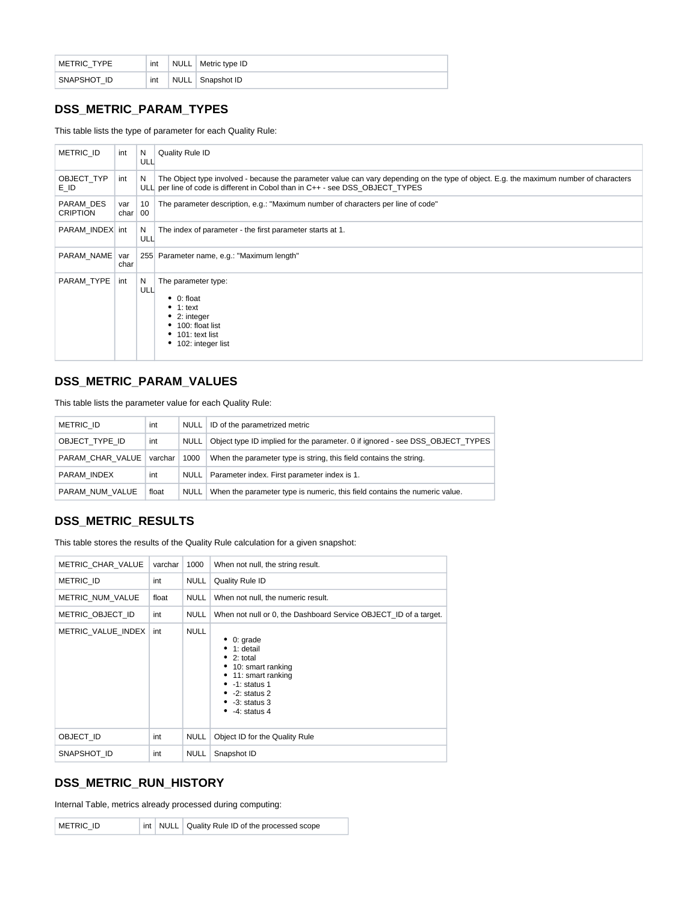| METRIC_TYPE | int | NULL | Metric type ID |
|---|---|---|---|
| SNAPSHOT_ID | int | NULL | Snapshot ID |

## DSS_METRIC_PARAM_TYPES

This table lists the type of parameter for each Quality Rule:

| METRIC_ID | int | NULL | Quality Rule ID |
|---|---|---|---|
| OBJECT_TYPE_ID | int | NULL | The Object type involved - because the parameter value can vary depending on the type of object. E.g. the maximum number of characters per line of code is different in Cobol than in C++ - see DSS_OBJECT_TYPES |
| PARAM_DESCRIPTION | varchar | 1000 | The parameter description, e.g.: "Maximum number of characters per line of code" |
| PARAM_INDEX | int | NULL | The index of parameter - the first parameter starts at 1. |
| PARAM_NAME | varchar | 255 | Parameter name, e.g.: "Maximum length" |
| PARAM_TYPE | int | NULL | The parameter type:<br>• 0: float<br>• 1: text<br>• 2: integer<br>• 100: float list<br>• 101: text list<br>• 102: integer list |

## DSS_METRIC_PARAM_VALUES

This table lists the parameter value for each Quality Rule:

| METRIC_ID | int | NULL | ID of the parametrized metric |
|---|---|---|---|
| OBJECT_TYPE_ID | int | NULL | Object type ID implied for the parameter. 0 if ignored - see DSS_OBJECT_TYPES |
| PARAM_CHAR_VALUE | varchar | 1000 | When the parameter type is string, this field contains the string. |
| PARAM_INDEX | int | NULL | Parameter index. First parameter index is 1. |
| PARAM_NUM_VALUE | float | NULL | When the parameter type is numeric, this field contains the numeric value. |

## DSS_METRIC_RESULTS

This table stores the results of the Quality Rule calculation for a given snapshot:

| METRIC_CHAR_VALUE | varchar | 1000 | When not null, the string result. |
|---|---|---|---|
| METRIC_ID | int | NULL | Quality Rule ID |
| METRIC_NUM_VALUE | float | NULL | When not null, the numeric result. |
| METRIC_OBJECT_ID | int | NULL | When not null or 0, the Dashboard Service OBJECT_ID of a target. |
| METRIC_VALUE_INDEX | int | NULL | • 0: grade<br>• 1: detail<br>• 2: total<br>• 10: smart ranking<br>• 11: smart ranking<br>• -1: status 1<br>• -2: status 2<br>• -3: status 3<br>• -4: status 4 |
| OBJECT_ID | int | NULL | Object ID for the Quality Rule |
| SNAPSHOT_ID | int | NULL | Snapshot ID |

## DSS_METRIC_RUN_HISTORY

Internal Table, metrics already processed during computing:

| METRIC_ID | int | NULL | Quality Rule ID of the processed scope |
|---|---|---|---|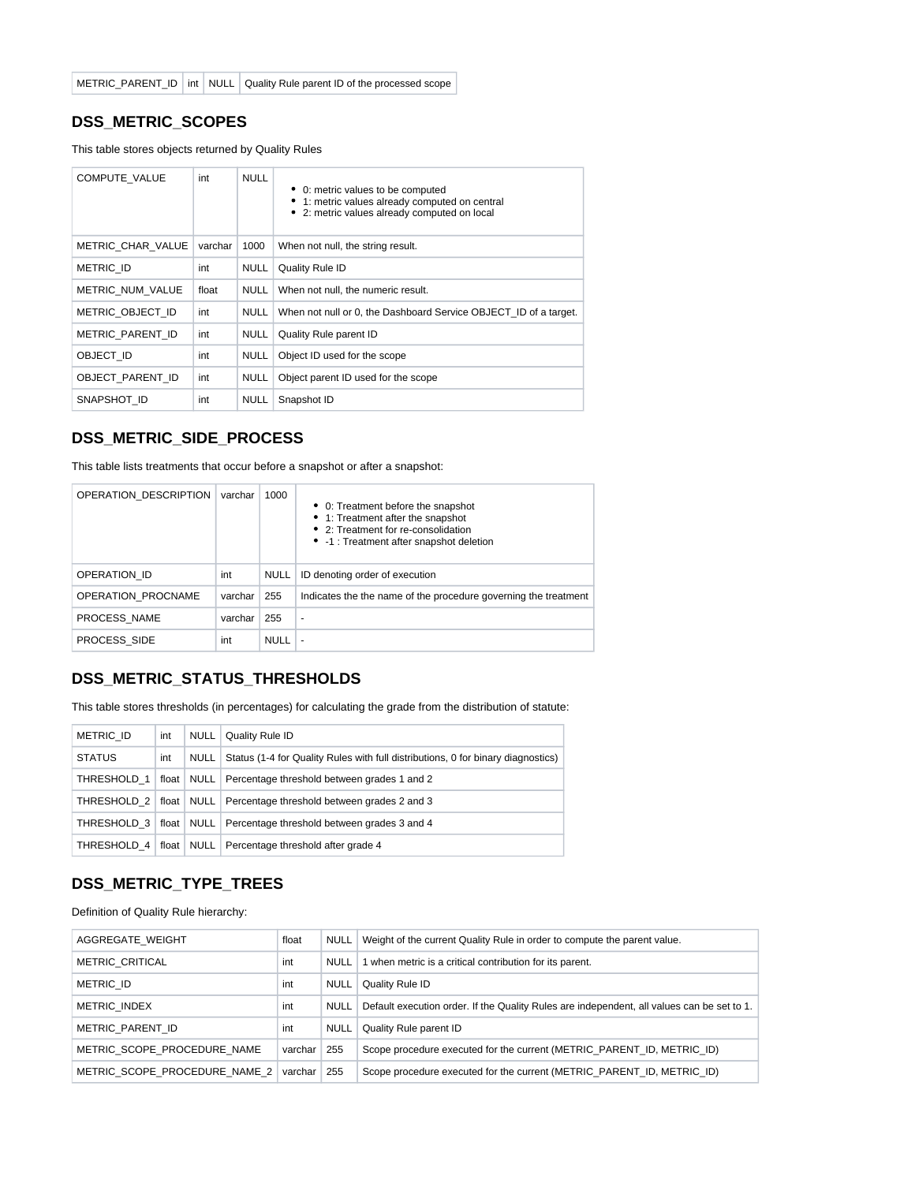| METRIC_PARENT_ID | int | NULL | Quality Rule parent ID of the processed scope |
|---|---|---|---|

## DSS_METRIC_SCOPES

This table stores objects returned by Quality Rules

| COMPUTE_VALUE | int | NULL | • 0: metric values to be computed<br>• 1: metric values already computed on central<br>• 2: metric values already computed on local |
|---|---|---|---|
| METRIC_CHAR_VALUE | varchar | 1000 | When not null, the string result. |
| METRIC_ID | int | NULL | Quality Rule ID |
| METRIC_NUM_VALUE | float | NULL | When not null, the numeric result. |
| METRIC_OBJECT_ID | int | NULL | When not null or 0, the Dashboard Service OBJECT_ID of a target. |
| METRIC_PARENT_ID | int | NULL | Quality Rule parent ID |
| OBJECT_ID | int | NULL | Object ID used for the scope |
| OBJECT_PARENT_ID | int | NULL | Object parent ID used for the scope |
| SNAPSHOT_ID | int | NULL | Snapshot ID |

## DSS_METRIC_SIDE_PROCESS

This table lists treatments that occur before a snapshot or after a snapshot:

| OPERATION_DESCRIPTION | varchar | 1000 | • 0: Treatment before the snapshot<br>• 1: Treatment after the snapshot<br>• 2: Treatment for re-consolidation<br>• -1 : Treatment after snapshot deletion |
|---|---|---|---|
| OPERATION_ID | int | NULL | ID denoting order of execution |
| OPERATION_PROCNAME | varchar | 255 | Indicates the the name of the procedure governing the treatment |
| PROCESS_NAME | varchar | 255 | - |
| PROCESS_SIDE | int | NULL | - |

## DSS_METRIC_STATUS_THRESHOLDS

This table stores thresholds (in percentages) for calculating the grade from the distribution of statute:

| METRIC_ID | int | NULL | Quality Rule ID |
|---|---|---|---|
| STATUS | int | NULL | Status (1-4 for Quality Rules with full distributions, 0 for binary diagnostics) |
| THRESHOLD_1 | float | NULL | Percentage threshold between grades 1 and 2 |
| THRESHOLD_2 | float | NULL | Percentage threshold between grades 2 and 3 |
| THRESHOLD_3 | float | NULL | Percentage threshold between grades 3 and 4 |
| THRESHOLD_4 | float | NULL | Percentage threshold after grade 4 |

## DSS_METRIC_TYPE_TREES

Definition of Quality Rule hierarchy:

| AGGREGATE_WEIGHT | float | NULL | Weight of the current Quality Rule in order to compute the parent value. |
|---|---|---|---|
| METRIC_CRITICAL | int | NULL | 1 when metric is a critical contribution for its parent. |
| METRIC_ID | int | NULL | Quality Rule ID |
| METRIC_INDEX | int | NULL | Default execution order. If the Quality Rules are independent, all values can be set to 1. |
| METRIC_PARENT_ID | int | NULL | Quality Rule parent ID |
| METRIC_SCOPE_PROCEDURE_NAME | varchar | 255 | Scope procedure executed for the current (METRIC_PARENT_ID, METRIC_ID) |
| METRIC_SCOPE_PROCEDURE_NAME_2 | varchar | 255 | Scope procedure executed for the current (METRIC_PARENT_ID, METRIC_ID) |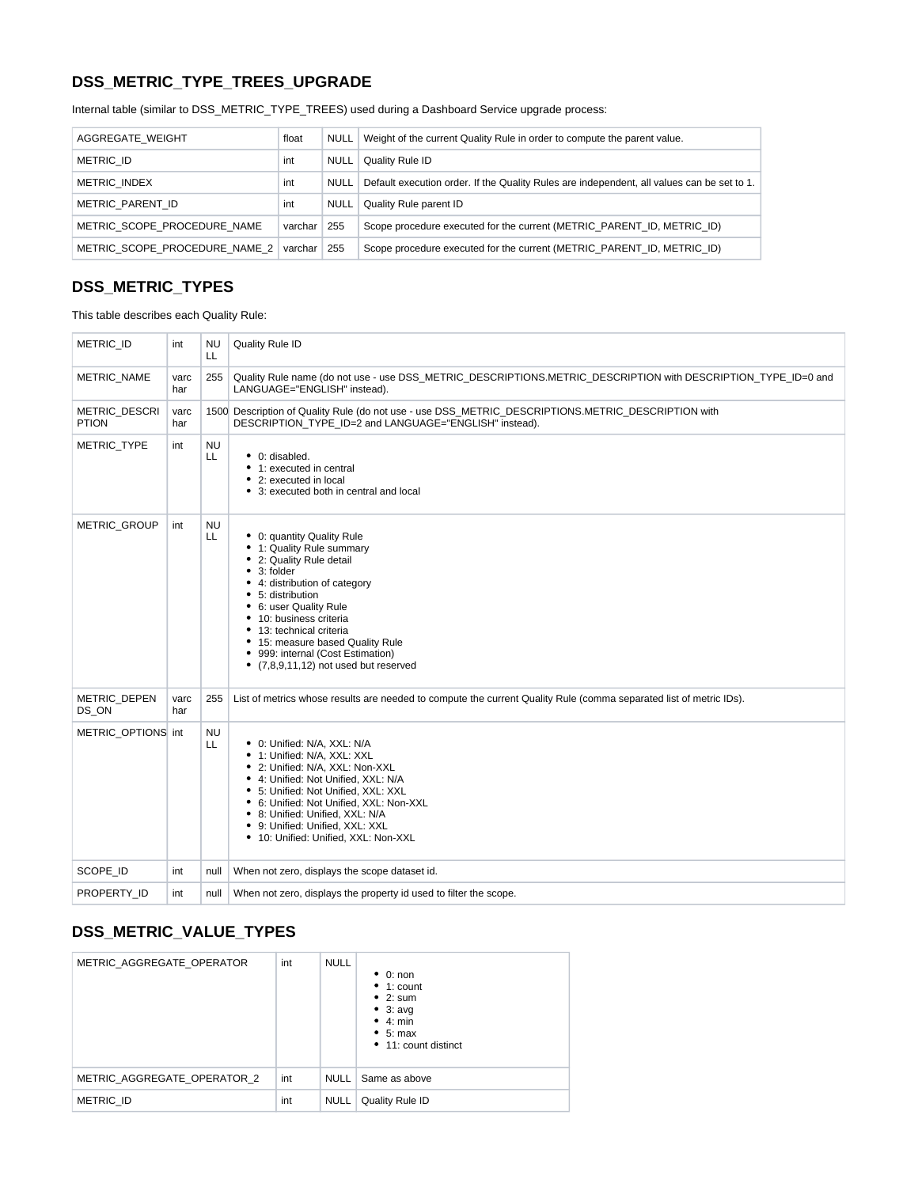## DSS_METRIC_TYPE_TREES_UPGRADE

Internal table (similar to DSS_METRIC_TYPE_TREES) used during a Dashboard Service upgrade process:

| | | | |
|---|---|---|---|
| AGGREGATE_WEIGHT | float | NULL | Weight of the current Quality Rule in order to compute the parent value. |
| METRIC_ID | int | NULL | Quality Rule ID |
| METRIC_INDEX | int | NULL | Default execution order. If the Quality Rules are independent, all values can be set to 1. |
| METRIC_PARENT_ID | int | NULL | Quality Rule parent ID |
| METRIC_SCOPE_PROCEDURE_NAME | varchar | 255 | Scope procedure executed for the current (METRIC_PARENT_ID, METRIC_ID) |
| METRIC_SCOPE_PROCEDURE_NAME_2 | varchar | 255 | Scope procedure executed for the current (METRIC_PARENT_ID, METRIC_ID) |

## DSS_METRIC_TYPES

This table describes each Quality Rule:

| | | | |
|---|---|---|---|
| METRIC_ID | int | NULL | Quality Rule ID |
| METRIC_NAME | varchar | 255 | Quality Rule name (do not use - use DSS_METRIC_DESCRIPTIONS.METRIC_DESCRIPTION with DESCRIPTION_TYPE_ID=0 and LANGUAGE="ENGLISH" instead). |
| METRIC_DESCRIPTION | varchar | 1500 | Description of Quality Rule (do not use - use DSS_METRIC_DESCRIPTIONS.METRIC_DESCRIPTION with DESCRIPTION_TYPE_ID=2 and LANGUAGE="ENGLISH" instead). |
| METRIC_TYPE | int | NULL | • 0: disabled.<br>• 1: executed in central<br>• 2: executed in local<br>• 3: executed both in central and local |
| METRIC_GROUP | int | NULL | • 0: quantity Quality Rule<br>• 1: Quality Rule summary<br>• 2: Quality Rule detail<br>• 3: folder<br>• 4: distribution of category<br>• 5: distribution<br>• 6: user Quality Rule<br>• 10: business criteria<br>• 13: technical criteria<br>• 15: measure based Quality Rule<br>• 999: internal (Cost Estimation)<br>• (7,8,9,11,12) not used but reserved |
| METRIC_DEPENDS_ON | varchar | 255 | List of metrics whose results are needed to compute the current Quality Rule (comma separated list of metric IDs). |
| METRIC_OPTIONS | int | NULL | • 0: Unified: N/A, XXL: N/A<br>• 1: Unified: N/A, XXL: XXL<br>• 2: Unified: N/A, XXL: Non-XXL<br>• 4: Unified: Not Unified, XXL: N/A<br>• 5: Unified: Not Unified, XXL: XXL<br>• 6: Unified: Not Unified, XXL: Non-XXL<br>• 8: Unified: Unified, XXL: N/A<br>• 9: Unified: Unified, XXL: XXL<br>• 10: Unified: Unified, XXL: Non-XXL |
| SCOPE_ID | int | null | When not zero, displays the scope dataset id. |
| PROPERTY_ID | int | null | When not zero, displays the property id used to filter the scope. |

## DSS_METRIC_VALUE_TYPES

| | | | |
|---|---|---|---|
| METRIC_AGGREGATE_OPERATOR | int | NULL | • 0: non<br>• 1: count<br>• 2: sum<br>• 3: avg<br>• 4: min<br>• 5: max<br>• 11: count distinct |
| METRIC_AGGREGATE_OPERATOR_2 | int | NULL | Same as above |
| METRIC_ID | int | NULL | Quality Rule ID |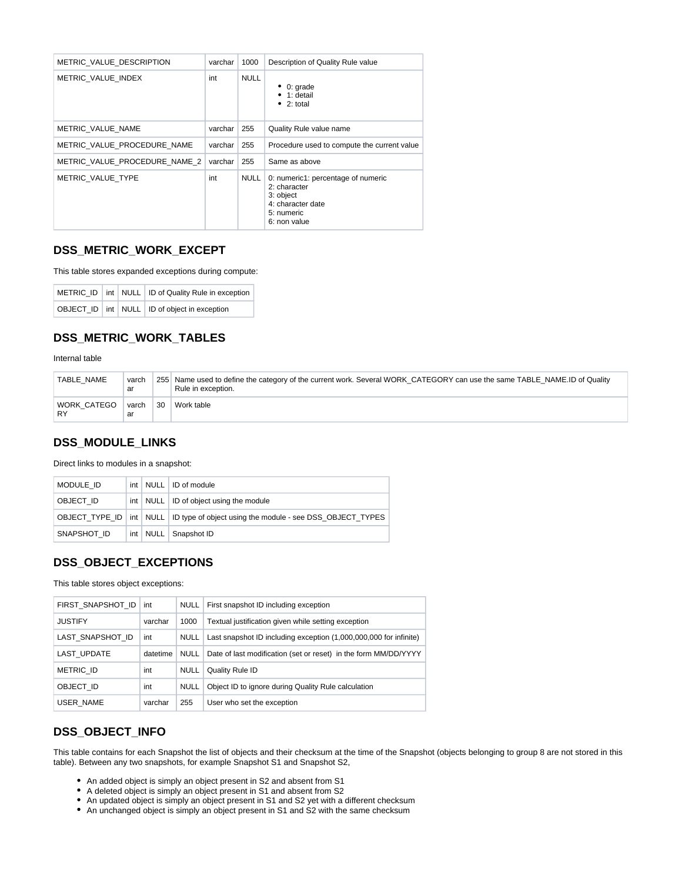| | | | |
|---|---|---|---|
| METRIC_VALUE_DESCRIPTION | varchar | 1000 | Description of Quality Rule value |
| METRIC_VALUE_INDEX | int | NULL | • 0: grade<br>• 1: detail<br>• 2: total |
| METRIC_VALUE_NAME | varchar | 255 | Quality Rule value name |
| METRIC_VALUE_PROCEDURE_NAME | varchar | 255 | Procedure used to compute the current value |
| METRIC_VALUE_PROCEDURE_NAME_2 | varchar | 255 | Same as above |
| METRIC_VALUE_TYPE | int | NULL | 0: numeric1: percentage of numeric<br>2: character<br>3: object<br>4: character date<br>5: numeric<br>6: non value |

## DSS_METRIC_WORK_EXCEPT

This table stores expanded exceptions during compute:

| | | | |
|---|---|---|---|
| METRIC_ID | int | NULL | ID of Quality Rule in exception |
| OBJECT_ID | int | NULL | ID of object in exception |

## DSS_METRIC_WORK_TABLES

Internal table

| | | | |
|---|---|---|---|
| TABLE_NAME | varchar | 255 | Name used to define the category of the current work. Several WORK_CATEGORY can use the same TABLE_NAME.ID of Quality Rule in exception. |
| WORK_CATEGORY | varchar | 30 | Work table |

## DSS_MODULE_LINKS

Direct links to modules in a snapshot:

| | | | |
|---|---|---|---|
| MODULE_ID | int | NULL | ID of module |
| OBJECT_ID | int | NULL | ID of object using the module |
| OBJECT_TYPE_ID | int | NULL | ID type of object using the module - see DSS_OBJECT_TYPES |
| SNAPSHOT_ID | int | NULL | Snapshot ID |

## DSS_OBJECT_EXCEPTIONS

This table stores object exceptions:

| | | | |
|---|---|---|---|
| FIRST_SNAPSHOT_ID | int | NULL | First snapshot ID including exception |
| JUSTIFY | varchar | 1000 | Textual justification given while setting exception |
| LAST_SNAPSHOT_ID | int | NULL | Last snapshot ID including exception (1,000,000,000 for infinite) |
| LAST_UPDATE | datetime | NULL | Date of last modification (set or reset) in the form MM/DD/YYYY |
| METRIC_ID | int | NULL | Quality Rule ID |
| OBJECT_ID | int | NULL | Object ID to ignore during Quality Rule calculation |
| USER_NAME | varchar | 255 | User who set the exception |

## DSS_OBJECT_INFO

This table contains for each Snapshot the list of objects and their checksum at the time of the Snapshot (objects belonging to group 8 are not stored in this table). Between any two snapshots, for example Snapshot S1 and Snapshot S2,

- An added object is simply an object present in S2 and absent from S1
- A deleted object is simply an object present in S1 and absent from S2
- An updated object is simply an object present in S1 and S2 yet with a different checksum
- An unchanged object is simply an object present in S1 and S2 with the same checksum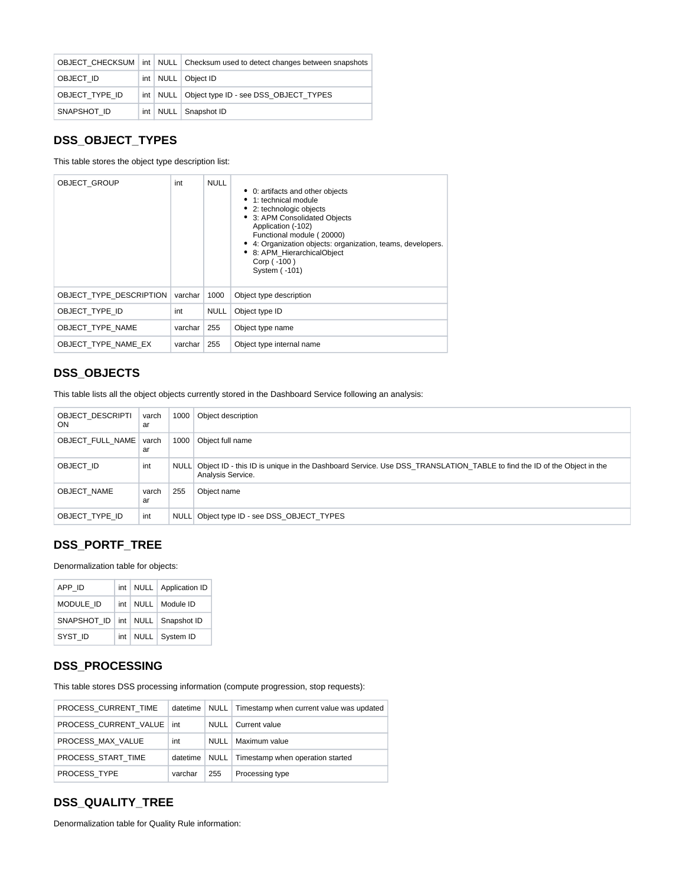| OBJECT_CHECKSUM | int | NULL | Checksum used to detect changes between snapshots |
| --- | --- | --- | --- |
| OBJECT_ID | int | NULL | Object ID |
| OBJECT_TYPE_ID | int | NULL | Object type ID - see DSS_OBJECT_TYPES |
| SNAPSHOT_ID | int | NULL | Snapshot ID |

## DSS_OBJECT_TYPES

This table stores the object type description list:

| OBJECT_GROUP | int | NULL | <ul><li>0: artifacts and other objects</li><li>1: technical module</li><li>2: technologic objects</li><li>3: APM Consolidated Objects<br>Application (-102)<br>Functional module ( 20000)</li><li>4: Organization objects: organization, teams, developers.</li><li>8: APM_HierarchicalObject<br>Corp ( -100 )<br>System ( -101)</li></ul> |
| --- | --- | --- | --- |
| OBJECT_TYPE_DESCRIPTION | varchar | 1000 | Object type description |
| OBJECT_TYPE_ID | int | NULL | Object type ID |
| OBJECT_TYPE_NAME | varchar | 255 | Object type name |
| OBJECT_TYPE_NAME_EX | varchar | 255 | Object type internal name |

## DSS_OBJECTS

This table lists all the object objects currently stored in the Dashboard Service following an analysis:

| OBJECT_DESCRIPTION | varchar | 1000 | Object description |
| --- | --- | --- | --- |
| OBJECT_FULL_NAME | varchar | 1000 | Object full name |
| OBJECT_ID | int | NULL | Object ID - this ID is unique in the Dashboard Service. Use DSS_TRANSLATION_TABLE to find the ID of the Object in the Analysis Service. |
| OBJECT_NAME | varchar | 255 | Object name |
| OBJECT_TYPE_ID | int | NULL | Object type ID - see DSS_OBJECT_TYPES |

## DSS_PORTF_TREE

Denormalization table for objects:

| APP_ID | int | NULL | Application ID |
| --- | --- | --- | --- |
| MODULE_ID | int | NULL | Module ID |
| SNAPSHOT_ID | int | NULL | Snapshot ID |
| SYST_ID | int | NULL | System ID |

## DSS_PROCESSING

This table stores DSS processing information (compute progression, stop requests):

| PROCESS_CURRENT_TIME | datetime | NULL | Timestamp when current value was updated |
| --- | --- | --- | --- |
| PROCESS_CURRENT_VALUE | int | NULL | Current value |
| PROCESS_MAX_VALUE | int | NULL | Maximum value |
| PROCESS_START_TIME | datetime | NULL | Timestamp when operation started |
| PROCESS_TYPE | varchar | 255 | Processing type |

## DSS_QUALITY_TREE

Denormalization table for Quality Rule information: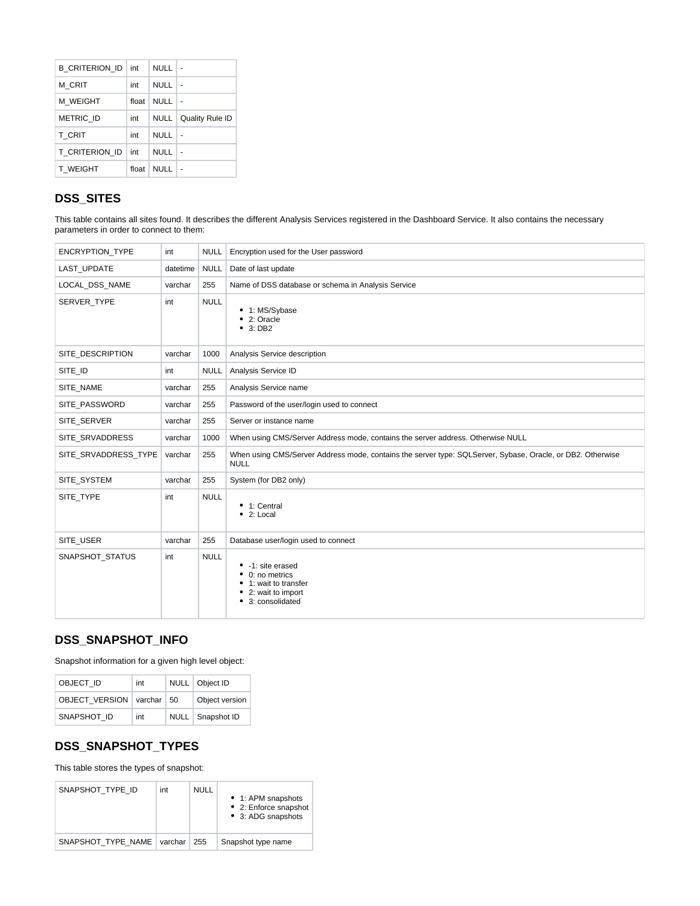| B_CRITERION_ID | int | NULL | - |
|---|---|---|---|
| M_CRIT | int | NULL | - |
| M_WEIGHT | float | NULL | - |
| METRIC_ID | int | NULL | Quality Rule ID |
| T_CRIT | int | NULL | - |
| T_CRITERION_ID | int | NULL | - |
| T_WEIGHT | float | NULL | - |

## DSS_SITES

This table contains all sites found. It describes the different Analysis Services registered in the Dashboard Service. It also contains the necessary parameters in order to connect to them:

| ENCRYPTION_TYPE | int | NULL | Encryption used for the User password |
|---|---|---|---|
| LAST_UPDATE | datetime | NULL | Date of last update |
| LOCAL_DSS_NAME | varchar | 255 | Name of DSS database or schema in Analysis Service |
| SERVER_TYPE | int | NULL | • 1: MS/Sybase<br>• 2: Oracle<br>• 3: DB2 |
| SITE_DESCRIPTION | varchar | 1000 | Analysis Service description |
| SITE_ID | int | NULL | Analysis Service ID |
| SITE_NAME | varchar | 255 | Analysis Service name |
| SITE_PASSWORD | varchar | 255 | Password of the user/login used to connect |
| SITE_SERVER | varchar | 255 | Server or instance name |
| SITE_SRVADDRESS | varchar | 1000 | When using CMS/Server Address mode, contains the server address. Otherwise NULL |
| SITE_SRVADDRESS_TYPE | varchar | 255 | When using CMS/Server Address mode, contains the server type: SQLServer, Sybase, Oracle, or DB2. Otherwise NULL |
| SITE_SYSTEM | varchar | 255 | System (for DB2 only) |
| SITE_TYPE | int | NULL | • 1: Central<br>• 2: Local |
| SITE_USER | varchar | 255 | Database user/login used to connect |
| SNAPSHOT_STATUS | int | NULL | • -1: site erased<br>• 0: no metrics<br>• 1: wait to transfer<br>• 2: wait to import<br>• 3: consolidated |

## DSS_SNAPSHOT_INFO

Snapshot information for a given high level object:

| OBJECT_ID | int | NULL | Object ID |
|---|---|---|---|
| OBJECT_VERSION | varchar | 50 | Object version |
| SNAPSHOT_ID | int | NULL | Snapshot ID |

## DSS_SNAPSHOT_TYPES

This table stores the types of snapshot:

| SNAPSHOT_TYPE_ID | int | NULL | • 1: APM snapshots<br>• 2: Enforce snapshot<br>• 3: ADG snapshots |
|---|---|---|---|
| SNAPSHOT_TYPE_NAME | varchar | 255 | Snapshot type name |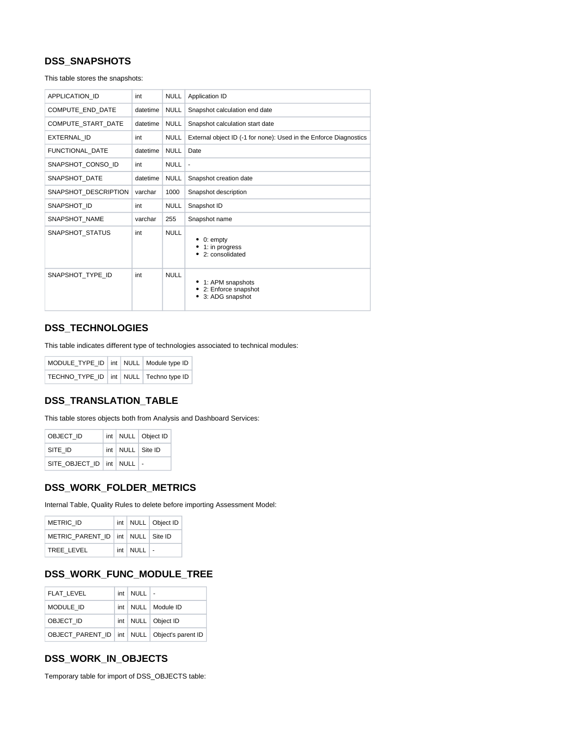## DSS_SNAPSHOTS

This table stores the snapshots:

| | | | |
|---|---|---|---|
| APPLICATION_ID | int | NULL | Application ID |
| COMPUTE_END_DATE | datetime | NULL | Snapshot calculation end date |
| COMPUTE_START_DATE | datetime | NULL | Snapshot calculation start date |
| EXTERNAL_ID | int | NULL | External object ID (-1 for none): Used in the Enforce Diagnostics |
| FUNCTIONAL_DATE | datetime | NULL | Date |
| SNAPSHOT_CONSO_ID | int | NULL | - |
| SNAPSHOT_DATE | datetime | NULL | Snapshot creation date |
| SNAPSHOT_DESCRIPTION | varchar | 1000 | Snapshot description |
| SNAPSHOT_ID | int | NULL | Snapshot ID |
| SNAPSHOT_NAME | varchar | 255 | Snapshot name |
| SNAPSHOT_STATUS | int | NULL | • 0: empty<br>• 1: in progress<br>• 2: consolidated |
| SNAPSHOT_TYPE_ID | int | NULL | • 1: APM snapshots<br>• 2: Enforce snapshot<br>• 3: ADG snapshot |

## DSS_TECHNOLOGIES

This table indicates different type of technologies associated to technical modules:

| | | | |
|---|---|---|---|
| MODULE_TYPE_ID | int | NULL | Module type ID |
| TECHNO_TYPE_ID | int | NULL | Techno type ID |

## DSS_TRANSLATION_TABLE

This table stores objects both from Analysis and Dashboard Services:

| | | | |
|---|---|---|---|
| OBJECT_ID | int | NULL | Object ID |
| SITE_ID | int | NULL | Site ID |
| SITE_OBJECT_ID | int | NULL | - |

## DSS_WORK_FOLDER_METRICS

Internal Table, Quality Rules to delete before importing Assessment Model:

| | | | |
|---|---|---|---|
| METRIC_ID | int | NULL | Object ID |
| METRIC_PARENT_ID | int | NULL | Site ID |
| TREE_LEVEL | int | NULL | - |

## DSS_WORK_FUNC_MODULE_TREE

| | | | |
|---|---|---|---|
| FLAT_LEVEL | int | NULL | - |
| MODULE_ID | int | NULL | Module ID |
| OBJECT_ID | int | NULL | Object ID |
| OBJECT_PARENT_ID | int | NULL | Object's parent ID |

## DSS_WORK_IN_OBJECTS

Temporary table for import of DSS_OBJECTS table: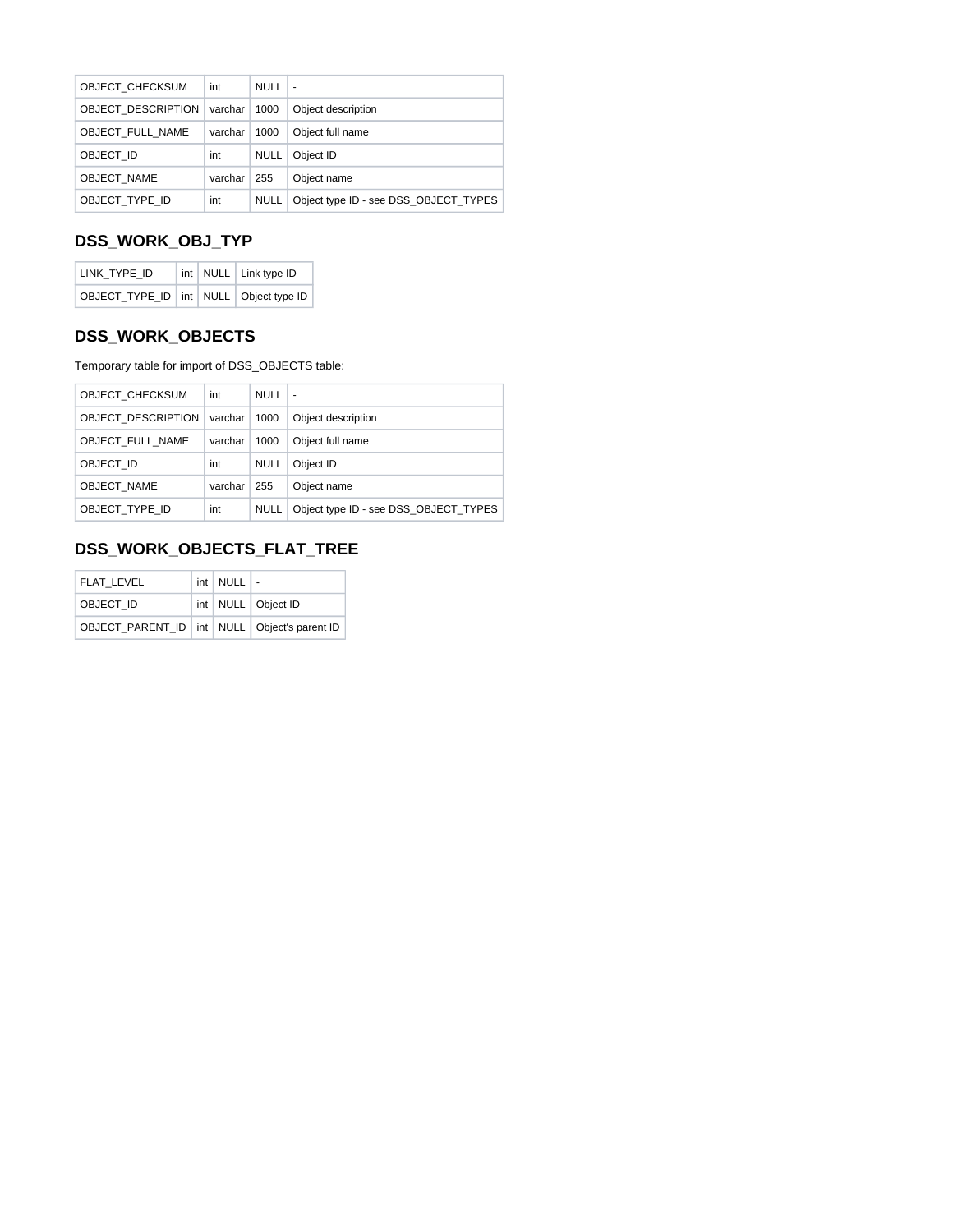| | | | |
|---|---|---|---|
| OBJECT_CHECKSUM | int | NULL | - |
| OBJECT_DESCRIPTION | varchar | 1000 | Object description |
| OBJECT_FULL_NAME | varchar | 1000 | Object full name |
| OBJECT_ID | int | NULL | Object ID |
| OBJECT_NAME | varchar | 255 | Object name |
| OBJECT_TYPE_ID | int | NULL | Object type ID - see DSS_OBJECT_TYPES |

## DSS_WORK_OBJ_TYP

| | | | |
|---|---|---|---|
| LINK_TYPE_ID | int | NULL | Link type ID |
| OBJECT_TYPE_ID | int | NULL | Object type ID |

## DSS_WORK_OBJECTS

Temporary table for import of DSS_OBJECTS table:

| | | | |
|---|---|---|---|
| OBJECT_CHECKSUM | int | NULL | - |
| OBJECT_DESCRIPTION | varchar | 1000 | Object description |
| OBJECT_FULL_NAME | varchar | 1000 | Object full name |
| OBJECT_ID | int | NULL | Object ID |
| OBJECT_NAME | varchar | 255 | Object name |
| OBJECT_TYPE_ID | int | NULL | Object type ID - see DSS_OBJECT_TYPES |

## DSS_WORK_OBJECTS_FLAT_TREE

| | | | |
|---|---|---|---|
| FLAT_LEVEL | int | NULL | - |
| OBJECT_ID | int | NULL | Object ID |
| OBJECT_PARENT_ID | int | NULL | Object's parent ID |